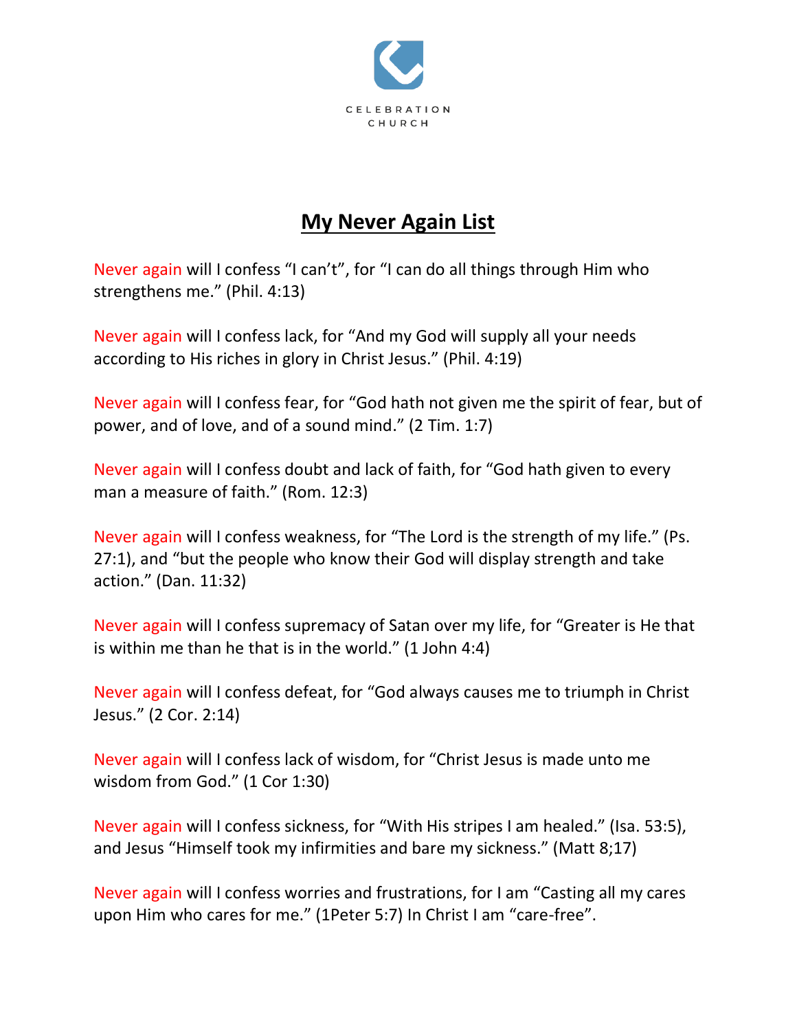CELEBRATION CHURCH

# My Never Again List

Never again will I confess "I can't", for "I can do all things through Him who strengthens me." (Phil. 4:13)

Never again will I confess lack, for "And my God will supply all your needs according to His riches in glory in Christ Jesus." (Phil. 4:19)

Never again will I confess fear, for "God hath not given me the spirit of fear, but of power, and of love, and of a sound mind." (2 Tim. 1:7)

Never again will I confess doubt and lack of faith, for "God hath given to every man a measure of faith." (Rom. 12:3)

Never again will I confess weakness, for "The Lord is the strength of my life." (Ps. 27:1), and "but the people who know their God will display strength and take action." (Dan. 11:32)

Never again will I confess supremacy of Satan over my life, for "Greater is He that is within me than he that is in the world." (1 John 4:4)

Never again will I confess defeat, for "God always causes me to triumph in Christ Jesus." (2 Cor. 2:14)

Never again will I confess lack of wisdom, for "Christ Jesus is made unto me wisdom from God." (1 Cor 1:30)

Never again will I confess sickness, for "With His stripes I am healed." (Isa. 53:5), and Jesus "Himself took my infirmities and bare my sickness." (Matt 8;17)

Never again will I confess worries and frustrations, for I am "Casting all my cares upon Him who cares for me." (1Peter 5:7) In Christ I am "care-free".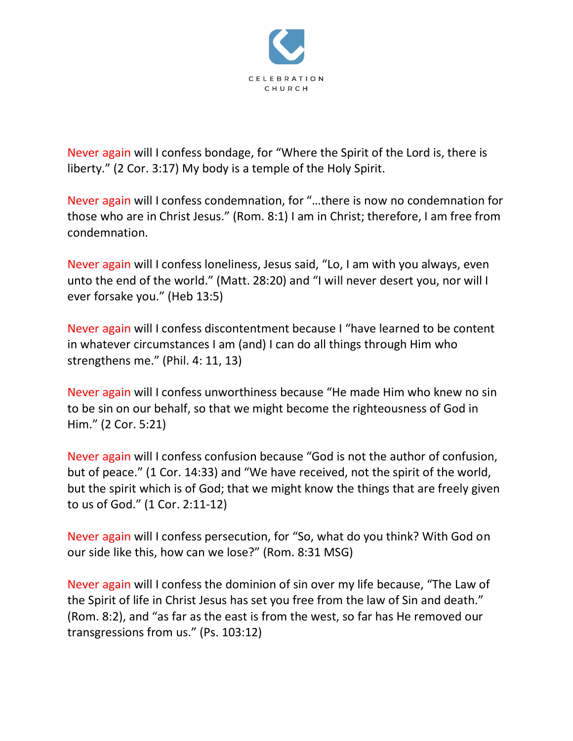Never again will I confess bondage, for “Where the Spirit of the Lord is, there is liberty.” (2 Cor. 3:17) My body is a temple of the Holy Spirit.

Never again will I confess condemnation, for “…there is now no condemnation for those who are in Christ Jesus.” (Rom. 8:1) I am in Christ; therefore, I am free from condemnation.

Never again will I confess loneliness, Jesus said, “Lo, I am with you always, even unto the end of the world.” (Matt. 28:20) and “I will never desert you, nor will I ever forsake you.” (Heb 13:5)

Never again will I confess discontentment because I “have learned to be content in whatever circumstances I am (and) I can do all things through Him who strengthens me.” (Phil. 4: 11, 13)

Never again will I confess unworthiness because “He made Him who knew no sin to be sin on our behalf, so that we might become the righteousness of God in Him.” (2 Cor. 5:21)

Never again will I confess confusion because “God is not the author of confusion, but of peace.” (1 Cor. 14:33) and “We have received, not the spirit of the world, but the spirit which is of God; that we might know the things that are freely given to us of God.” (1 Cor. 2:11-12)

Never again will I confess persecution, for “So, what do you think? With God on our side like this, how can we lose?” (Rom. 8:31 MSG)

Never again will I confess the dominion of sin over my life because, “The Law of the Spirit of life in Christ Jesus has set you free from the law of Sin and death.” (Rom. 8:2), and “as far as the east is from the west, so far has He removed our transgressions from us.” (Ps. 103:12)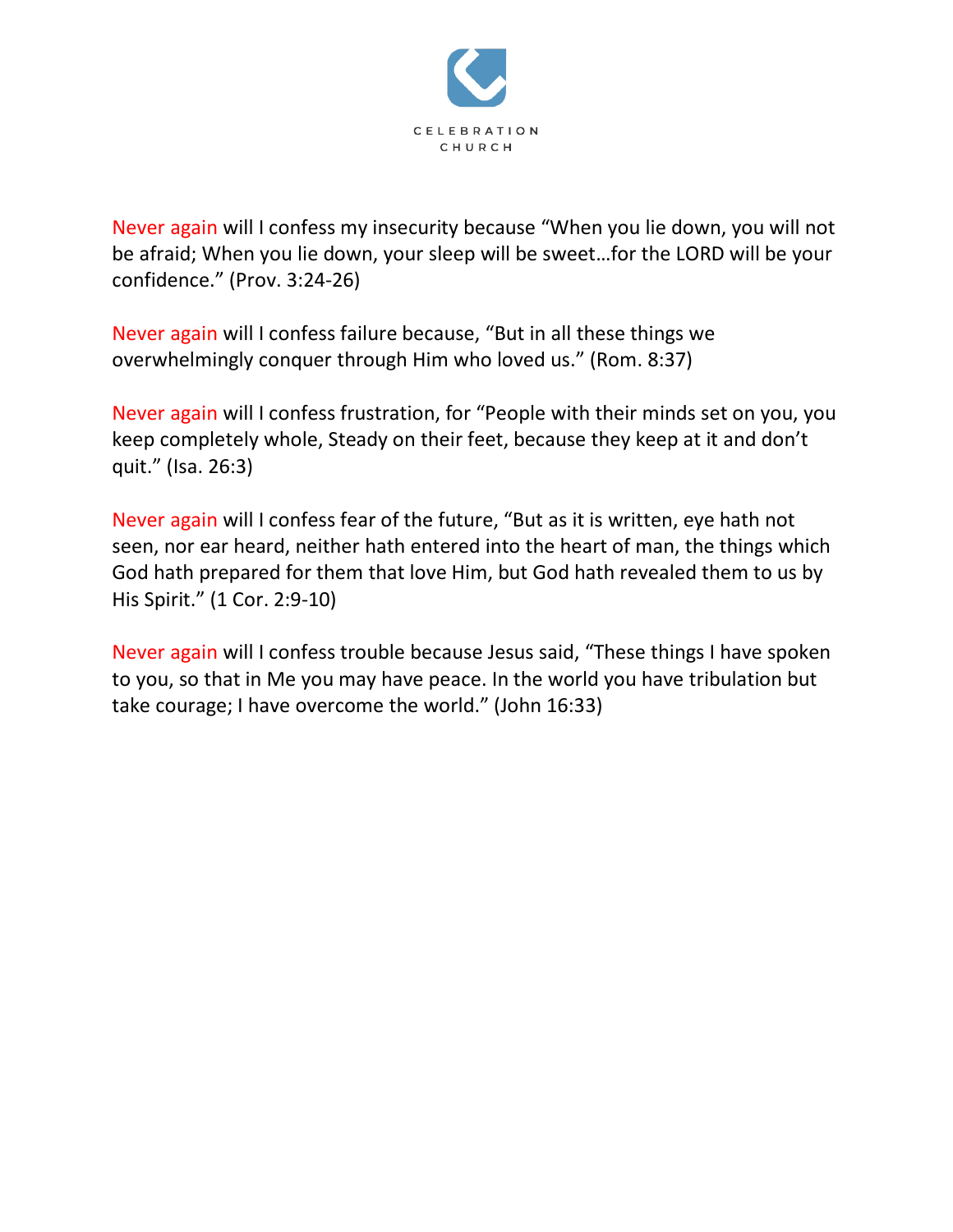Never again will I confess my insecurity because "When you lie down, you will not be afraid; When you lie down, your sleep will be sweet…for the LORD will be your confidence." (Prov. 3:24-26)

Never again will I confess failure because, "But in all these things we overwhelmingly conquer through Him who loved us." (Rom. 8:37)

Never again will I confess frustration, for "People with their minds set on you, you keep completely whole, Steady on their feet, because they keep at it and don't quit." (Isa. 26:3)

Never again will I confess fear of the future, "But as it is written, eye hath not seen, nor ear heard, neither hath entered into the heart of man, the things which God hath prepared for them that love Him, but God hath revealed them to us by His Spirit." (1 Cor. 2:9-10)

Never again will I confess trouble because Jesus said, "These things I have spoken to you, so that in Me you may have peace. In the world you have tribulation but take courage; I have overcome the world." (John 16:33)